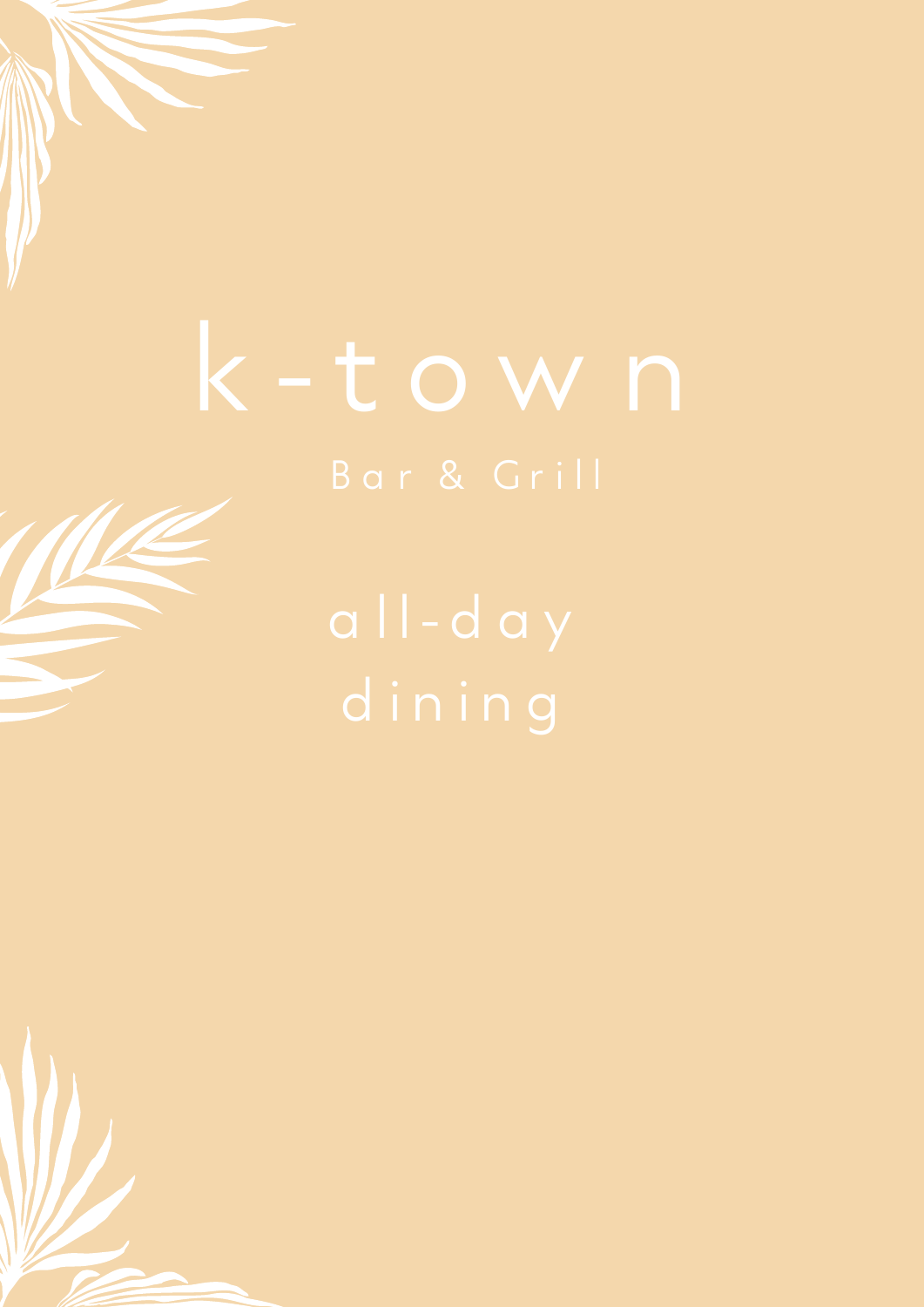# k-town

## Bar & Grill

## all-day dining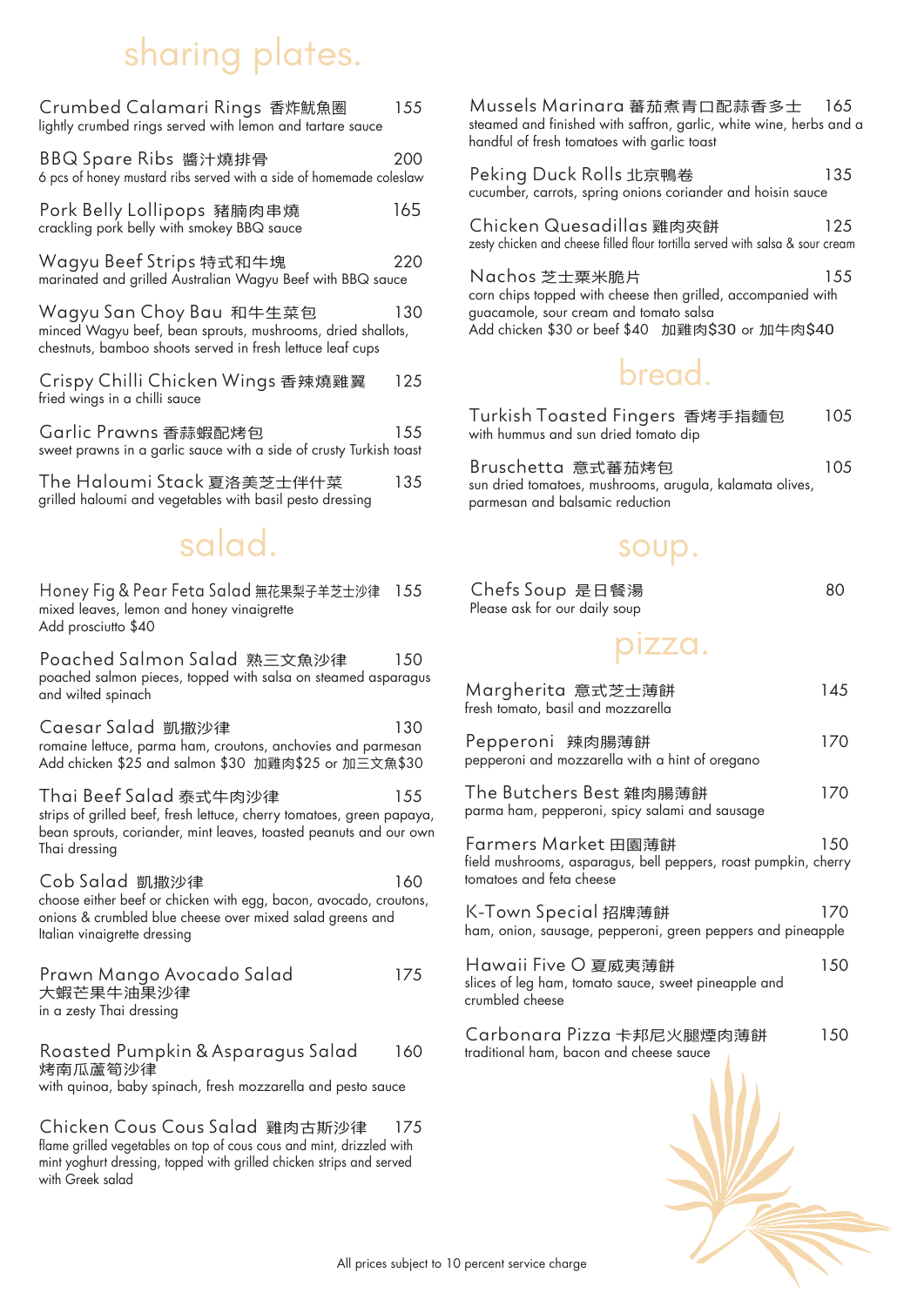## sharing plates.

**Crumbed Calamari Rings 香炸魷魚圈** 155
lightly crumbed rings served with lemon and tartare sauce

**BBQ Spare Ribs 醬汁燒排骨** 200
6 pcs of honey mustard ribs served with a side of homemade coleslaw

**Pork Belly Lollipops 豬腩肉串燒** 165
crackling pork belly with smokey BBQ sauce

**Wagyu Beef Strips 特式和牛塊** 220
marinated and grilled Australian Wagyu Beef with BBQ sauce

**Wagyu San Choy Bau 和牛生菜包** 130
minced Wagyu beef, bean sprouts, mushrooms, dried shallots, chestnuts, bamboo shoots served in fresh lettuce leaf cups

**Crispy Chilli Chicken Wings 香辣燒雞翼** 125
fried wings in a chilli sauce

**Garlic Prawns 香蒜蝦配烤包** 155
sweet prawns in a garlic sauce with a side of crusty Turkish toast

**The Haloumi Stack 夏洛美芝士伴什菜** 135
grilled haloumi and vegetables with basil pesto dressing

## salad.

**Honey Fig & Pear Feta Salad 無花果梨子羊芝士沙律** 155
mixed leaves, lemon and honey vinaigrette
Add prosciutto $40

**Poached Salmon Salad 熟三文魚沙律** 150
poached salmon pieces, topped with salsa on steamed asparagus and wilted spinach

**Caesar Salad 凱撒沙律** 130
romaine lettuce, parma ham, croutons, anchovies and parmesan
Add chicken $25 and salmon $30 加雞肉$25 or 加三文魚$30

**Thai Beef Salad 泰式牛肉沙律** 155
strips of grilled beef, fresh lettuce, cherry tomatoes, green papaya, bean sprouts, coriander, mint leaves, toasted peanuts and our own Thai dressing

**Cob Salad 凱撒沙律** 160
choose either beef or chicken with egg, bacon, avocado, croutons, onions & crumbled blue cheese over mixed salad greens and Italian vinaigrette dressing

**Prawn Mango Avocado Salad 大蝦芒果牛油果沙律** 175
in a zesty Thai dressing

**Roasted Pumpkin & Asparagus Salad 烤南瓜蘆筍沙律** 160
with quinoa, baby spinach, fresh mozzarella and pesto sauce

**Chicken Cous Cous Salad 雞肉古斯沙律** 175
flame grilled vegetables on top of cous cous and mint, drizzled with mint yoghurt dressing, topped with grilled chicken strips and served with Greek salad

**Mussels Marinara 蕃茄煮青口配蒜香多士** 165
steamed and finished with saffron, garlic, white wine, herbs and a handful of fresh tomatoes with garlic toast

**Peking Duck Rolls 北京鴨卷** 135
cucumber, carrots, spring onions coriander and hoisin sauce

**Chicken Quesadillas 雞肉夾餅** 125
zesty chicken and cheese filled flour tortilla served with salsa & sour cream

**Nachos 芝士粟米脆片** 155
corn chips topped with cheese then grilled, accompanied with guacamole, sour cream and tomato salsa
Add chicken $30 or beef $40 加雞肉$30 or 加牛肉$40

## bread.

**Turkish Toasted Fingers 香烤手指麵包** 105
with hummus and sun dried tomato dip

**Bruschetta 意式蕃茄烤包** 105
sun dried tomatoes, mushrooms, arugula, kalamata olives, parmesan and balsamic reduction

## soup.

**Chefs Soup 是日餐湯** 80
Please ask for our daily soup

## pizza.

**Margherita 意式芝士薄餅** 145
fresh tomato, basil and mozzarella

**Pepperoni 辣肉腸薄餅** 170
pepperoni and mozzarella with a hint of oregano

**The Butchers Best 雜肉腸薄餅** 170
parma ham, pepperoni, spicy salami and sausage

**Farmers Market 田園薄餅** 150
field mushrooms, asparagus, bell peppers, roast pumpkin, cherry tomatoes and feta cheese

**K-Town Special 招牌薄餅** 170
ham, onion, sausage, pepperoni, green peppers and pineapple

**Hawaii Five O 夏威夷薄餅** 150
slices of leg ham, tomato sauce, sweet pineapple and crumbled cheese

**Carbonara Pizza 卡邦尼火腿煙肉薄餅** 150
traditional ham, bacon and cheese sauce

All prices subject to 10 percent service charge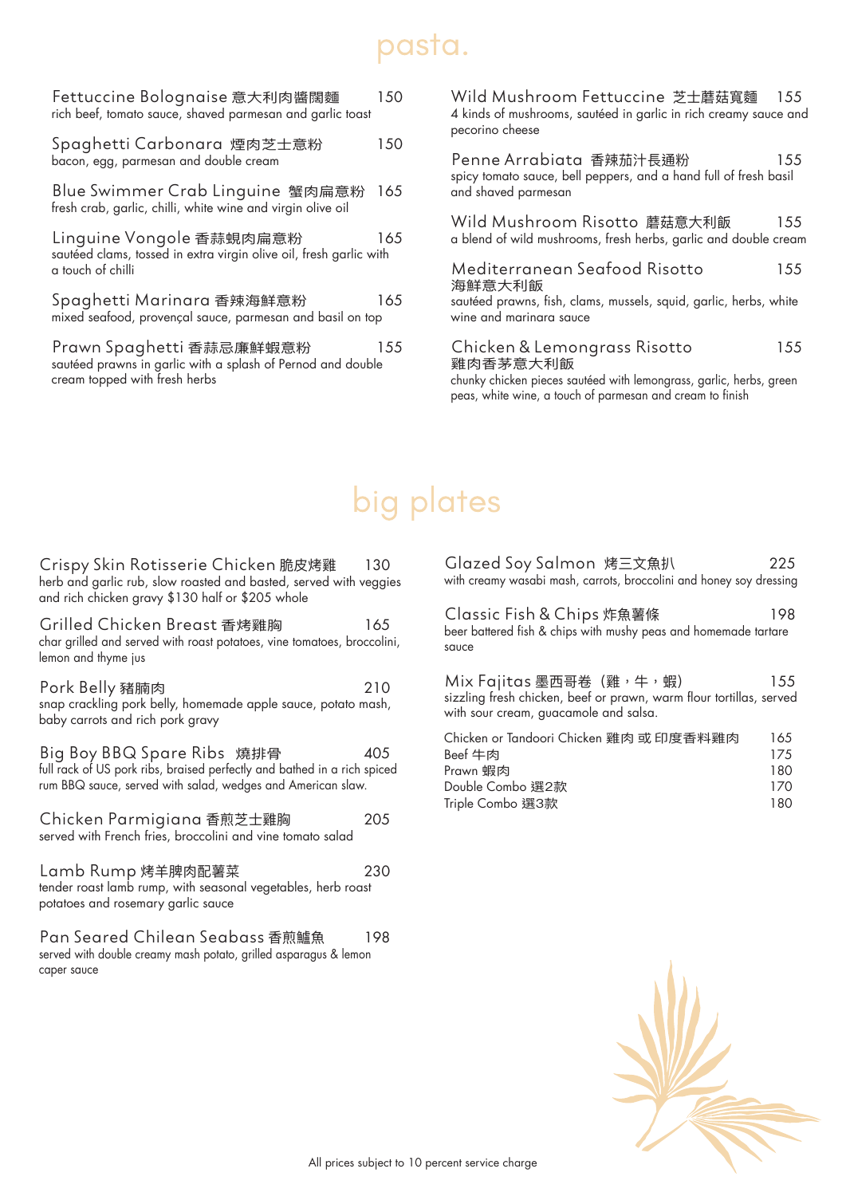# pasta.

**Fettuccine Bolognaise 意大利肉醬闊麵** 150
rich beef, tomato sauce, shaved parmesan and garlic toast

**Spaghetti Carbonara 煙肉芝士意粉** 150
bacon, egg, parmesan and double cream

**Blue Swimmer Crab Linguine 蟹肉扁意粉** 165
fresh crab, garlic, chilli, white wine and virgin olive oil

**Linguine Vongole 香蒜蜆肉扁意粉** 165
sautéed clams, tossed in extra virgin olive oil, fresh garlic with a touch of chilli

**Spaghetti Marinara 香辣海鮮意粉** 165
mixed seafood, provençal sauce, parmesan and basil on top

**Prawn Spaghetti 香蒜忌廉鮮蝦意粉** 155
sautéed prawns in garlic with a splash of Pernod and double cream topped with fresh herbs

**Wild Mushroom Fettuccine 芝士蘑菇寬麵** 155
4 kinds of mushrooms, sautéed in garlic in rich creamy sauce and pecorino cheese

**Penne Arrabiata 香辣茄汁長通粉** 155
spicy tomato sauce, bell peppers, and a hand full of fresh basil and shaved parmesan

**Wild Mushroom Risotto 蘑菇意大利飯** 155
a blend of wild mushrooms, fresh herbs, garlic and double cream

**Mediterranean Seafood Risotto 海鮮意大利飯** 155
sautéed prawns, fish, clams, mussels, squid, garlic, herbs, white wine and marinara sauce

**Chicken & Lemongrass Risotto 雞肉香茅意大利飯** 155
chunky chicken pieces sautéed with lemongrass, garlic, herbs, green peas, white wine, a touch of parmesan and cream to finish

# big plates

**Crispy Skin Rotisserie Chicken 脆皮烤雞** 130
herb and garlic rub, slow roasted and basted, served with veggies and rich chicken gravy $130 half or $205 whole

**Grilled Chicken Breast 香烤雞胸** 165
char grilled and served with roast potatoes, vine tomatoes, broccolini, lemon and thyme jus

**Pork Belly 豬腩肉** 210
snap crackling pork belly, homemade apple sauce, potato mash, baby carrots and rich pork gravy

**Big Boy BBQ Spare Ribs 燒排骨** 405
full rack of US pork ribs, braised perfectly and bathed in a rich spiced rum BBQ sauce, served with salad, wedges and American slaw.

**Chicken Parmigiana 香煎芝士雞胸** 205
served with French fries, broccolini and vine tomato salad

**Lamb Rump 烤羊脾肉配薯菜** 230
tender roast lamb rump, with seasonal vegetables, herb roast potatoes and rosemary garlic sauce

**Pan Seared Chilean Seabass 香煎鱸魚** 198
served with double creamy mash potato, grilled asparagus & lemon caper sauce

**Glazed Soy Salmon 烤三文魚扒** 225
with creamy wasabi mash, carrots, broccolini and honey soy dressing

**Classic Fish & Chips 炸魚薯條** 198
beer battered fish & chips with mushy peas and homemade tartare sauce

**Mix Fajitas 墨西哥卷（雞，牛，蝦）** 155
sizzling fresh chicken, beef or prawn, warm flour tortillas, served with sour cream, guacamole and salsa.

| | |
|---|---|
| Chicken or Tandoori Chicken 雞肉 或 印度香料雞肉 | 165 |
| Beef 牛肉 | 175 |
| Prawn 蝦肉 | 180 |
| Double Combo 選2款 | 170 |
| Triple Combo 選3款 | 180 |

All prices subject to 10 percent service charge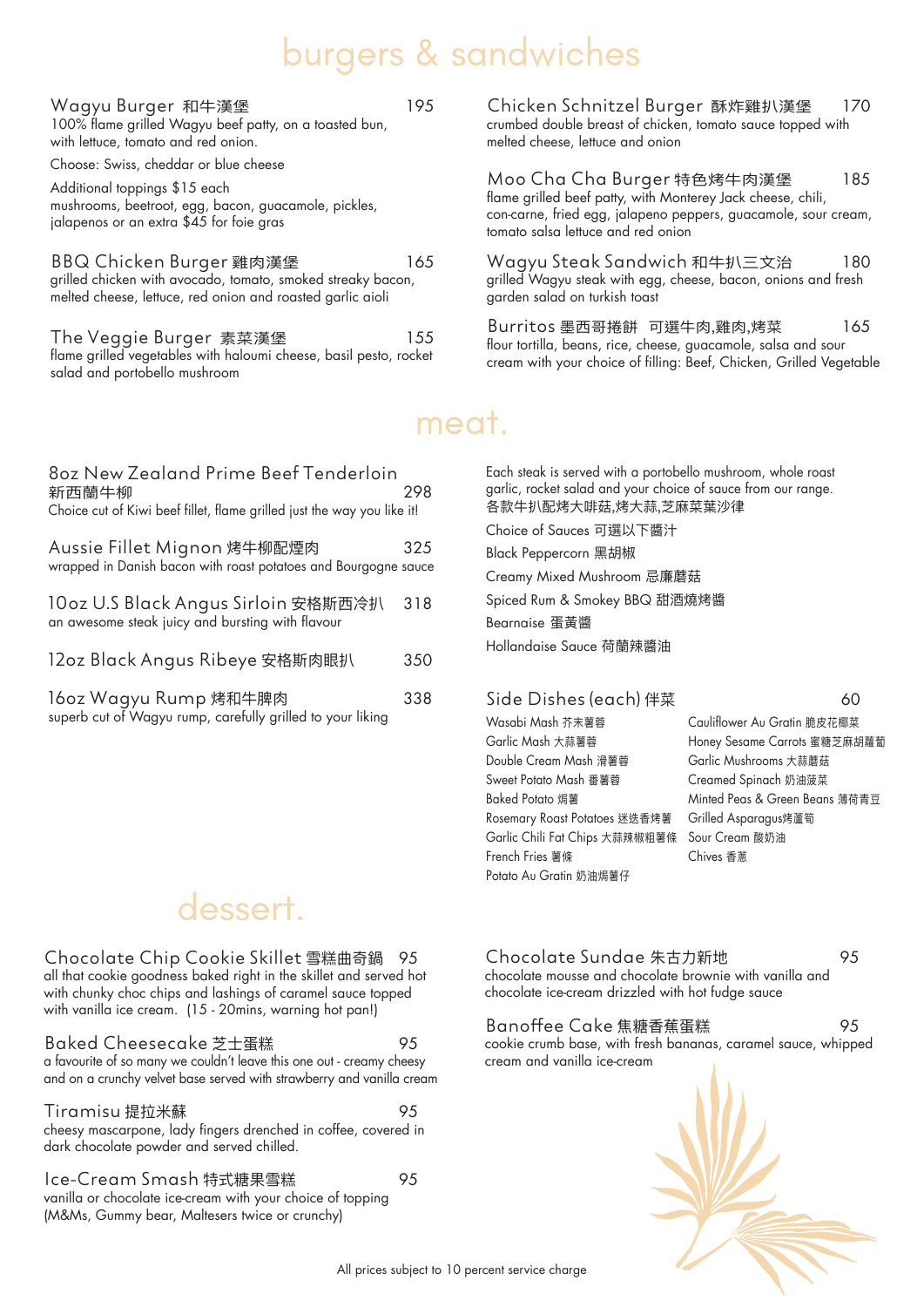# burgers & sandwiches

### Wagyu Burger 和牛漢堡 195

100% flame grilled Wagyu beef patty, on a toasted bun, with lettuce, tomato and red onion.

Choose: Swiss, cheddar or blue cheese

Additional toppings $15 each
mushrooms, beetroot, egg, bacon, guacamole, pickles, jalapenos or an extra $45 for foie gras

### BBQ Chicken Burger 雞肉漢堡 165

grilled chicken with avocado, tomato, smoked streaky bacon, melted cheese, lettuce, red onion and roasted garlic aioli

### The Veggie Burger 素菜漢堡 155

flame grilled vegetables with haloumi cheese, basil pesto, rocket salad and portobello mushroom

### Chicken Schnitzel Burger 酥炸雞扒漢堡 170

crumbed double breast of chicken, tomato sauce topped with melted cheese, lettuce and onion

### Moo Cha Cha Burger 特色烤牛肉漢堡 185

flame grilled beef patty, with Monterey Jack cheese, chili, con-carne, fried egg, jalapeno peppers, guacamole, sour cream, tomato salsa lettuce and red onion

### Wagyu Steak Sandwich 和牛扒三文治 180

grilled Wagyu steak with egg, cheese, bacon, onions and fresh garden salad on turkish toast

### Burritos 墨西哥捲餅 可選牛肉,雞肉,烤菜 165

flour tortilla, beans, rice, cheese, guacamole, salsa and sour cream with your choice of filling: Beef, Chicken, Grilled Vegetable

# meat.

### 8oz New Zealand Prime Beef Tenderloin 新西蘭牛柳 298

Choice cut of Kiwi beef fillet, flame grilled just the way you like it!

### Aussie Fillet Mignon 烤牛柳配煙肉 325

wrapped in Danish bacon with roast potatoes and Bourgogne sauce

### 10oz U.S Black Angus Sirloin 安格斯西冷扒 318

an awesome steak juicy and bursting with flavour

### 12oz Black Angus Ribeye 安格斯肉眼扒 350

### 16oz Wagyu Rump 烤和牛脾肉 338

superb cut of Wagyu rump, carefully grilled to your liking

Each steak is served with a portobello mushroom, whole roast garlic, rocket salad and your choice of sauce from our range.
各款牛扒配烤大啡菇,烤大蒜,芝麻菜葉沙律

Choice of Sauces 可選以下醬汁

- Black Peppercorn 黑胡椒
- Creamy Mixed Mushroom 忌廉蘑菇
- Spiced Rum & Smokey BBQ 甜酒燒烤醬
- Bearnaise 蛋黃醬
- Hollandaise Sauce 荷蘭辣醬油

### Side Dishes (each) 伴菜 60

- Wasabi Mash 芥末薯蓉
- Garlic Mash 大蒜薯蓉
- Double Cream Mash 滑薯蓉
- Sweet Potato Mash 番薯蓉
- Baked Potato 焗薯
- Rosemary Roast Potatoes 迷迭香烤薯
- Garlic Chili Fat Chips 大蒜辣椒粗薯條
- French Fries 薯條
- Potato Au Gratin 奶油焗薯仔
- Cauliflower Au Gratin 脆皮花椰菜
- Honey Sesame Carrots 蜜糖芝麻胡蘿蔔
- Garlic Mushrooms 大蒜蘑菇
- Creamed Spinach 奶油菠菜
- Minted Peas & Green Beans 薄荷青豆
- Grilled Asparagus烤蘆筍
- Sour Cream 酸奶油
- Chives 香蔥

# dessert.

### Chocolate Chip Cookie Skillet 雪糕曲奇鍋 95

all that cookie goodness baked right in the skillet and served hot with chunky choc chips and lashings of caramel sauce topped with vanilla ice cream. (15 - 20mins, warning hot pan!)

### Baked Cheesecake 芝士蛋糕 95

a favourite of so many we couldn't leave this one out - creamy cheesy and on a crunchy velvet base served with strawberry and vanilla cream

### Tiramisu 提拉米蘇 95

cheesy mascarpone, lady fingers drenched in coffee, covered in dark chocolate powder and served chilled.

### Ice-Cream Smash 特式糖果雪糕 95

vanilla or chocolate ice-cream with your choice of topping (M&Ms, Gummy bear, Maltesers twice or crunchy)

### Chocolate Sundae 朱古力新地 95

chocolate mousse and chocolate brownie with vanilla and chocolate ice-cream drizzled with hot fudge sauce

### Banoffee Cake 焦糖香蕉蛋糕 95

cookie crumb base, with fresh bananas, caramel sauce, whipped cream and vanilla ice-cream

All prices subject to 10 percent service charge